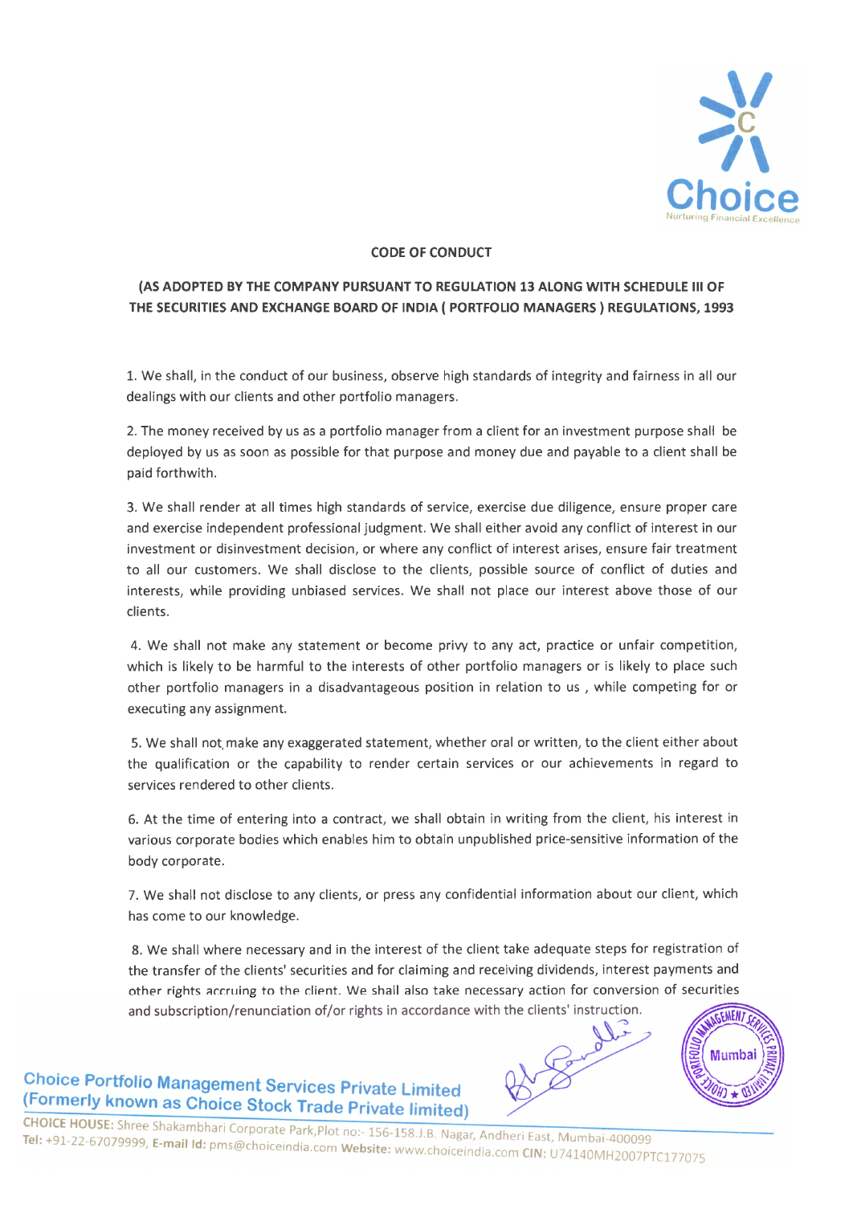## CODE OF CONDUCT

### (AS ADOPTED BY THE COMPANY PURSUANT TO REGULATION 13 ALONG WITH SCHEDULE III OF THE SECURITIES AND EXCHANGE BOARD OF INDIA ( PORTFOLIO MANAGERS ) REGULATIONS, 1993

1. We shall, in the conduct of our business, observe high standards of integrity and fairness in all our dealings with our clients and other portfolio managers.

2. The money received by us as a portfolio manager from a client for an investment purpose shall be deployed by us as soon as possible for that purpose and money due and payable to a client shall be paid forthwith.

3. We shall render at all times high standards of service, exercise due diligence, ensure proper care and exercise independent professional judgment. We shall either avoid any conflict of interest in our investment or disinvestment decision, or where any conflict of interest arises, ensure fair treatment to all our customers. We shall disclose to the clients, possible source of conflict of duties and interests, while providing unbiased services. We shall not place our interest above those of our clients.

4. We shall not make any statement or become privy to any act, practice or unfair competition, which is likely to be harmful to the interests of other portfolio managers or is likely to place such other portfolio managers in a disadvantageous position in relation to us , while competing for or executing any assignment.

5. We shall not make any exaggerated statement, whether oral or written, to the client either about the qualification or the capability to render certain services or our achievements in regard to services rendered to other clients.

6. At the time of entering into a contract, we shall obtain in writing from the client, his interest in various corporate bodies which enables him to obtain unpublished price-sensitive information of the body corporate.

7. We shall not disclose to any clients, or press any confidential information about our client, which has come to our knowledge.

8. We shall where necessary and in the interest of the client take adequate steps for registration of the transfer of the clients' securities and for claiming and receiving dividends, interest payments and other rights accruing to the client. We shall also take necessary action for conversion of securities and subscription/renunciation of/or rights in accordance with the clients' instruction.

**Choice Portfolio Management Services Private Limited**
**(Formerly known as Choice Stock Trade Private limited)**

**CHOICE HOUSE:** Shree Shakambhari Corporate Park,Plot no:- 156-158.J.B. Nagar, Andheri East, Mumbai-400099
**Tel:** +91-22-67079999, **E-mail Id:** pms@choiceindia.com **Website:** www.choiceindia.com **CIN:** U74140MH2007PTC177075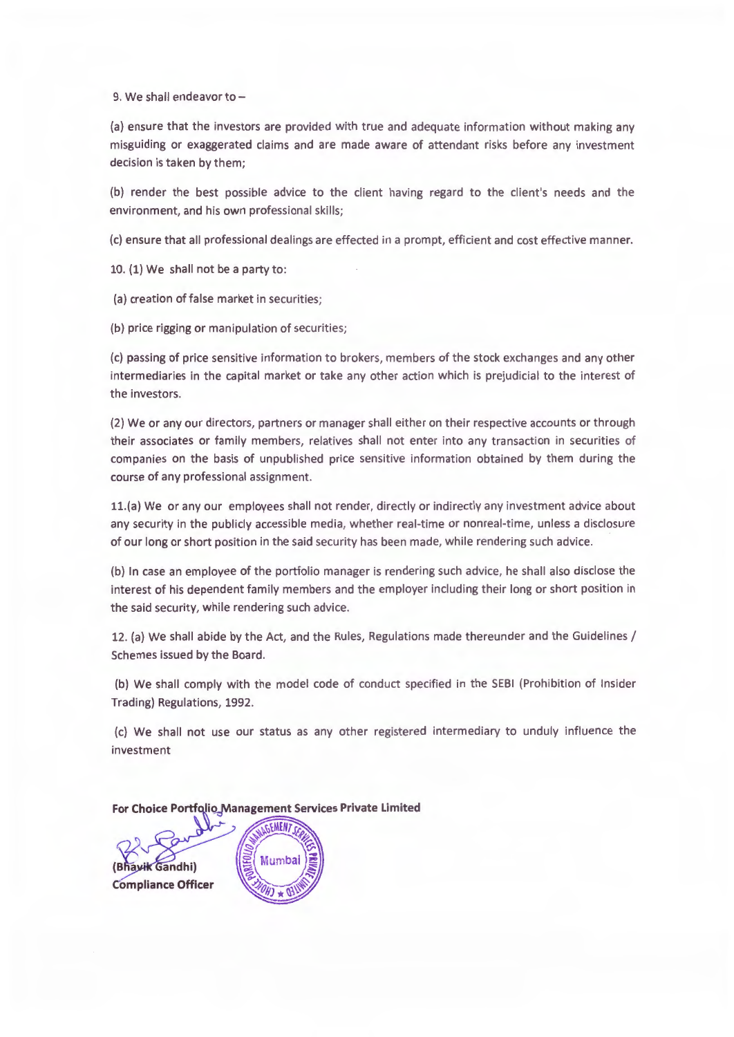9. We shall endeavor to –

(a) ensure that the investors are provided with true and adequate information without making any misguiding or exaggerated claims and are made aware of attendant risks before any investment decision is taken by them;

(b) render the best possible advice to the client having regard to the client's needs and the environment, and his own professional skills;

(c) ensure that all professional dealings are effected in a prompt, efficient and cost effective manner.

10. (1) We shall not be a party to:

(a) creation of false market in securities;

(b) price rigging or manipulation of securities;

(c) passing of price sensitive information to brokers, members of the stock exchanges and any other intermediaries in the capital market or take any other action which is prejudicial to the interest of the investors.

(2) We or any our directors, partners or manager shall either on their respective accounts or through their associates or family members, relatives shall not enter into any transaction in securities of companies on the basis of unpublished price sensitive information obtained by them during the course of any professional assignment.

11.(a) We or any our employees shall not render, directly or indirectly any investment advice about any security in the publicly accessible media, whether real-time or nonreal-time, unless a disclosure of our long or short position in the said security has been made, while rendering such advice.

(b) In case an employee of the portfolio manager is rendering such advice, he shall also disclose the interest of his dependent family members and the employer including their long or short position in the said security, while rendering such advice.

12. (a) We shall abide by the Act, and the Rules, Regulations made thereunder and the Guidelines / Schemes issued by the Board.

(b) We shall comply with the model code of conduct specified in the SEBI (Prohibition of Insider Trading) Regulations, 1992.

(c) We shall not use our status as any other registered intermediary to unduly influence the investment

**For Choice Portfolio Management Services Private Limited**

**(Bhavik Gandhi)**
**Compliance Officer**